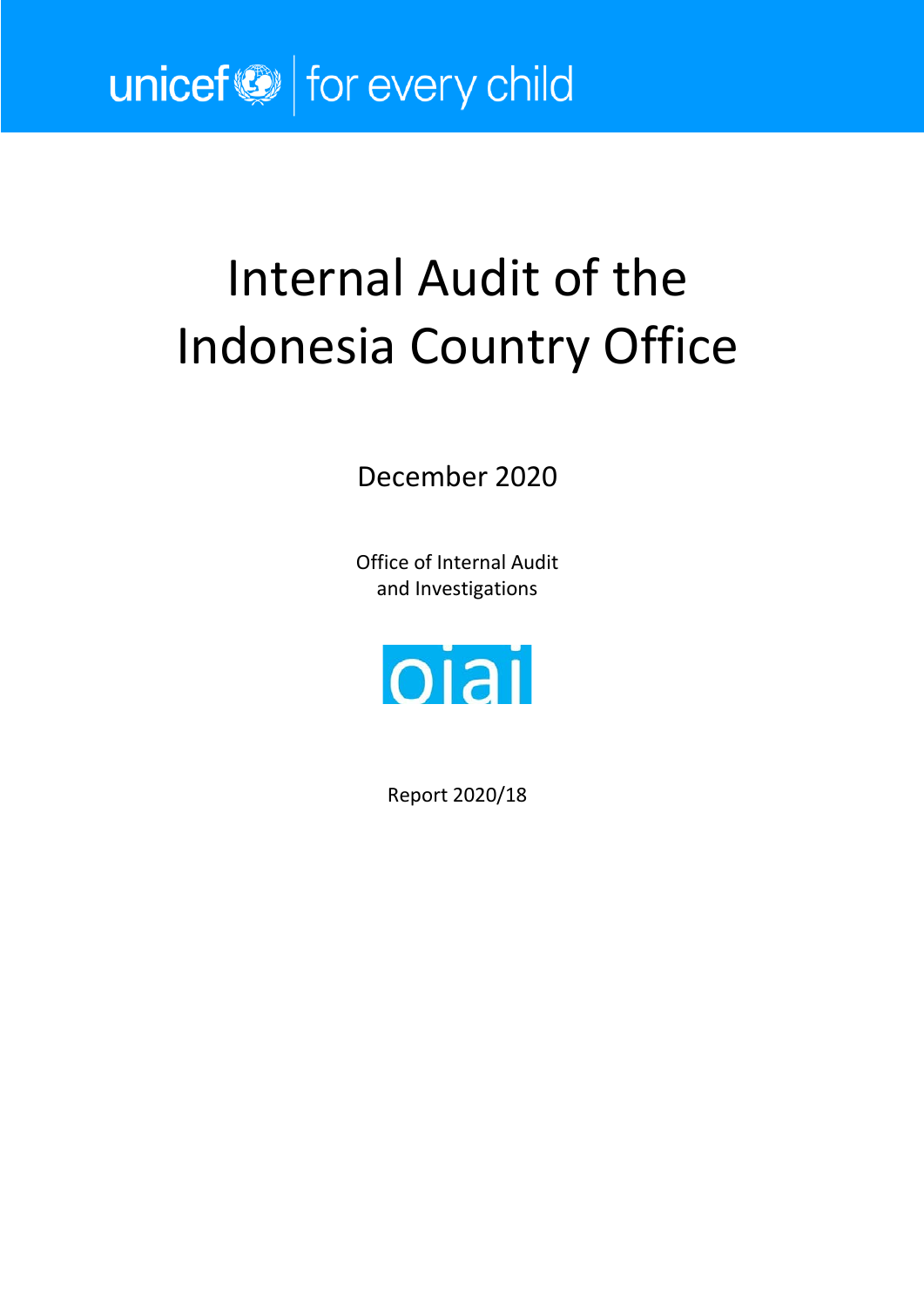unicef | for every child

# Internal Audit of the Indonesia Country Office

December 2020

Office of Internal Audit and Investigations

oiai

Report 2020/18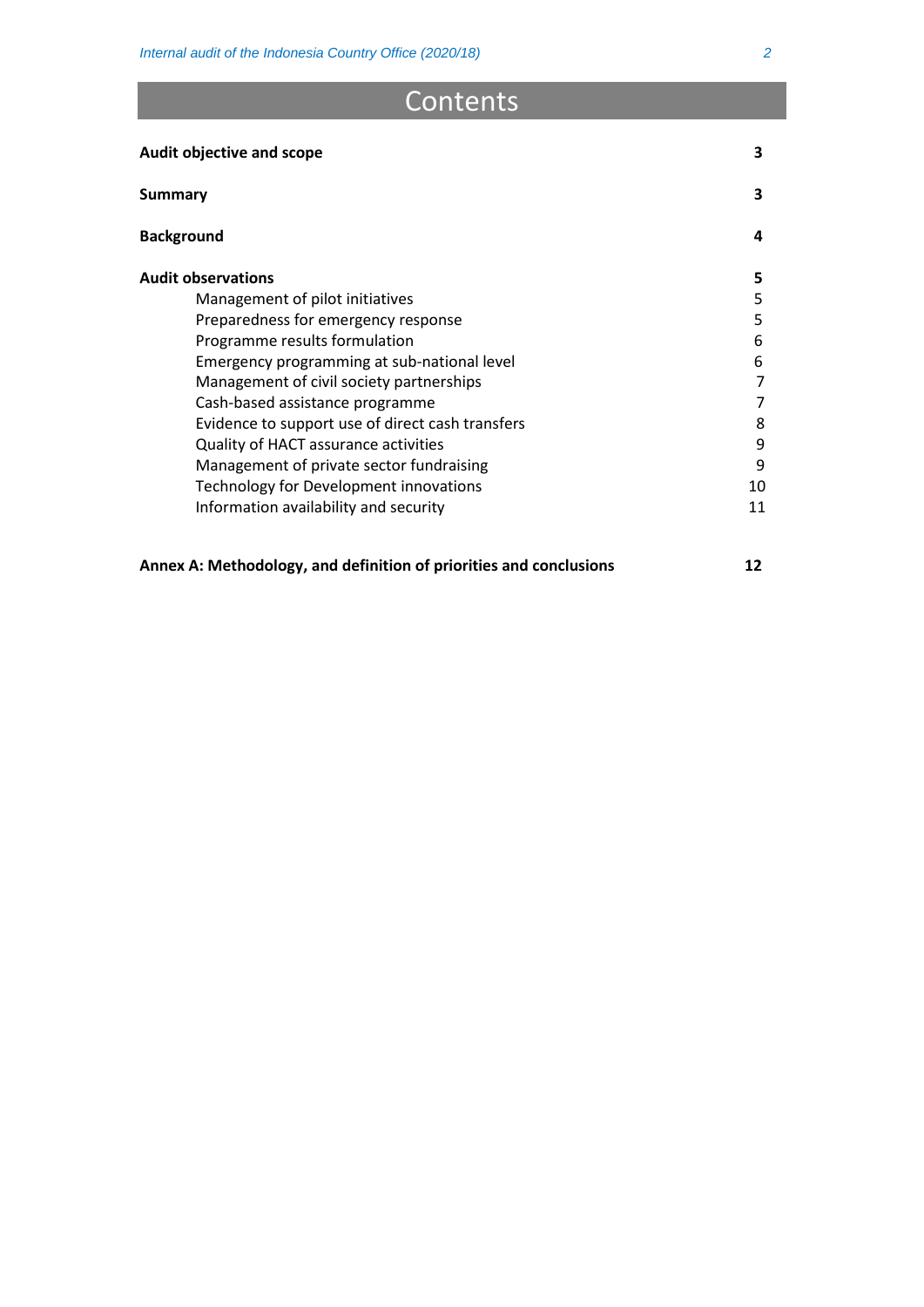# Contents

| | |
|---|---|
| **Audit objective and scope** | **3** |
| **Summary** | **3** |
| **Background** | **4** |
| **Audit observations** | **5** |
| Management of pilot initiatives | 5 |
| Preparedness for emergency response | 5 |
| Programme results formulation | 6 |
| Emergency programming at sub-national level | 6 |
| Management of civil society partnerships | 7 |
| Cash-based assistance programme | 7 |
| Evidence to support use of direct cash transfers | 8 |
| Quality of HACT assurance activities | 9 |
| Management of private sector fundraising | 9 |
| Technology for Development innovations | 10 |
| Information availability and security | 11 |
| **Annex A: Methodology, and definition of priorities and conclusions** | **12** |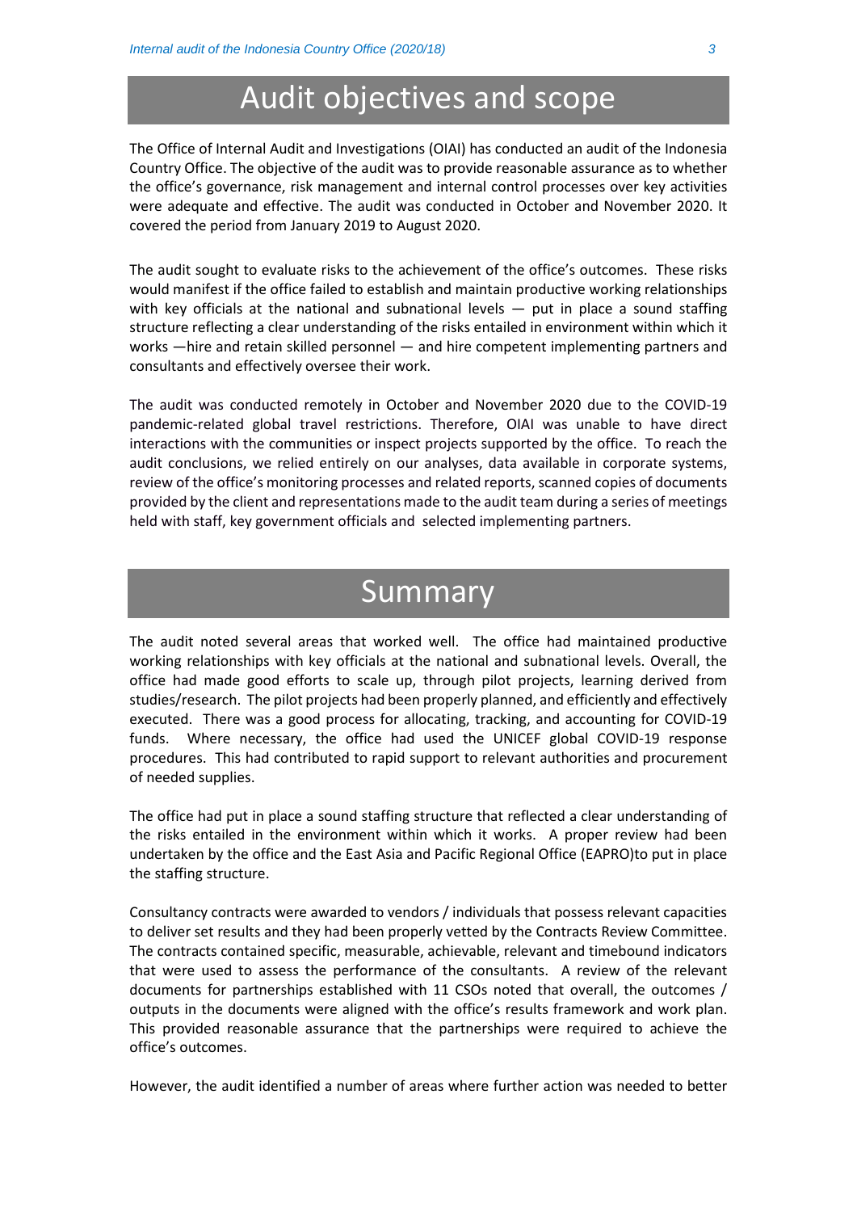# Audit objectives and scope

The Office of Internal Audit and Investigations (OIAI) has conducted an audit of the Indonesia Country Office. The objective of the audit was to provide reasonable assurance as to whether the office's governance, risk management and internal control processes over key activities were adequate and effective. The audit was conducted in October and November 2020. It covered the period from January 2019 to August 2020.

The audit sought to evaluate risks to the achievement of the office's outcomes. These risks would manifest if the office failed to establish and maintain productive working relationships with key officials at the national and subnational levels — put in place a sound staffing structure reflecting a clear understanding of the risks entailed in environment within which it works —hire and retain skilled personnel — and hire competent implementing partners and consultants and effectively oversee their work.

The audit was conducted remotely in October and November 2020 due to the COVID-19 pandemic-related global travel restrictions. Therefore, OIAI was unable to have direct interactions with the communities or inspect projects supported by the office. To reach the audit conclusions, we relied entirely on our analyses, data available in corporate systems, review of the office's monitoring processes and related reports, scanned copies of documents provided by the client and representations made to the audit team during a series of meetings held with staff, key government officials and selected implementing partners.

# Summary

The audit noted several areas that worked well. The office had maintained productive working relationships with key officials at the national and subnational levels. Overall, the office had made good efforts to scale up, through pilot projects, learning derived from studies/research. The pilot projects had been properly planned, and efficiently and effectively executed. There was a good process for allocating, tracking, and accounting for COVID-19 funds. Where necessary, the office had used the UNICEF global COVID-19 response procedures. This had contributed to rapid support to relevant authorities and procurement of needed supplies.

The office had put in place a sound staffing structure that reflected a clear understanding of the risks entailed in the environment within which it works. A proper review had been undertaken by the office and the East Asia and Pacific Regional Office (EAPRO)to put in place the staffing structure.

Consultancy contracts were awarded to vendors / individuals that possess relevant capacities to deliver set results and they had been properly vetted by the Contracts Review Committee. The contracts contained specific, measurable, achievable, relevant and timebound indicators that were used to assess the performance of the consultants. A review of the relevant documents for partnerships established with 11 CSOs noted that overall, the outcomes / outputs in the documents were aligned with the office's results framework and work plan. This provided reasonable assurance that the partnerships were required to achieve the office's outcomes.

However, the audit identified a number of areas where further action was needed to better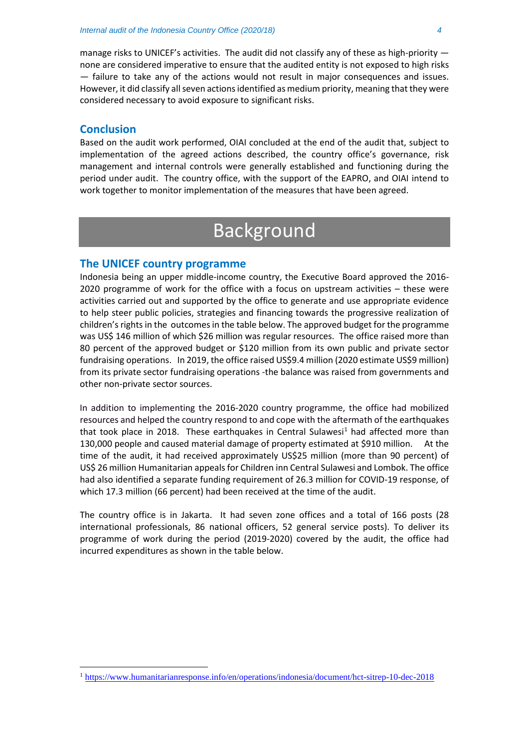manage risks to UNICEF's activities. The audit did not classify any of these as high-priority — none are considered imperative to ensure that the audited entity is not exposed to high risks — failure to take any of the actions would not result in major consequences and issues. However, it did classify all seven actions identified as medium priority, meaning that they were considered necessary to avoid exposure to significant risks.

## Conclusion

Based on the audit work performed, OIAI concluded at the end of the audit that, subject to implementation of the agreed actions described, the country office's governance, risk management and internal controls were generally established and functioning during the period under audit. The country office, with the support of the EAPRO, and OIAI intend to work together to monitor implementation of the measures that have been agreed.

# Background

## The UNICEF country programme

Indonesia being an upper middle-income country, the Executive Board approved the 2016-2020 programme of work for the office with a focus on upstream activities – these were activities carried out and supported by the office to generate and use appropriate evidence to help steer public policies, strategies and financing towards the progressive realization of children's rights in the outcomes in the table below. The approved budget for the programme was US$ 146 million of which $26 million was regular resources. The office raised more than 80 percent of the approved budget or $120 million from its own public and private sector fundraising operations. In 2019, the office raised US$9.4 million (2020 estimate US$9 million) from its private sector fundraising operations -the balance was raised from governments and other non-private sector sources.

In addition to implementing the 2016-2020 country programme, the office had mobilized resources and helped the country respond to and cope with the aftermath of the earthquakes that took place in 2018. These earthquakes in Central Sulawesi[1] had affected more than 130,000 people and caused material damage of property estimated at $910 million. At the time of the audit, it had received approximately US$25 million (more than 90 percent) of US$ 26 million Humanitarian appeals for Children inn Central Sulawesi and Lombok. The office had also identified a separate funding requirement of 26.3 million for COVID-19 response, of which 17.3 million (66 percent) had been received at the time of the audit.

The country office is in Jakarta. It had seven zone offices and a total of 166 posts (28 international professionals, 86 national officers, 52 general service posts). To deliver its programme of work during the period (2019-2020) covered by the audit, the office had incurred expenditures as shown in the table below.

---

[1] https://www.humanitarianresponse.info/en/operations/indonesia/document/hct-sitrep-10-dec-2018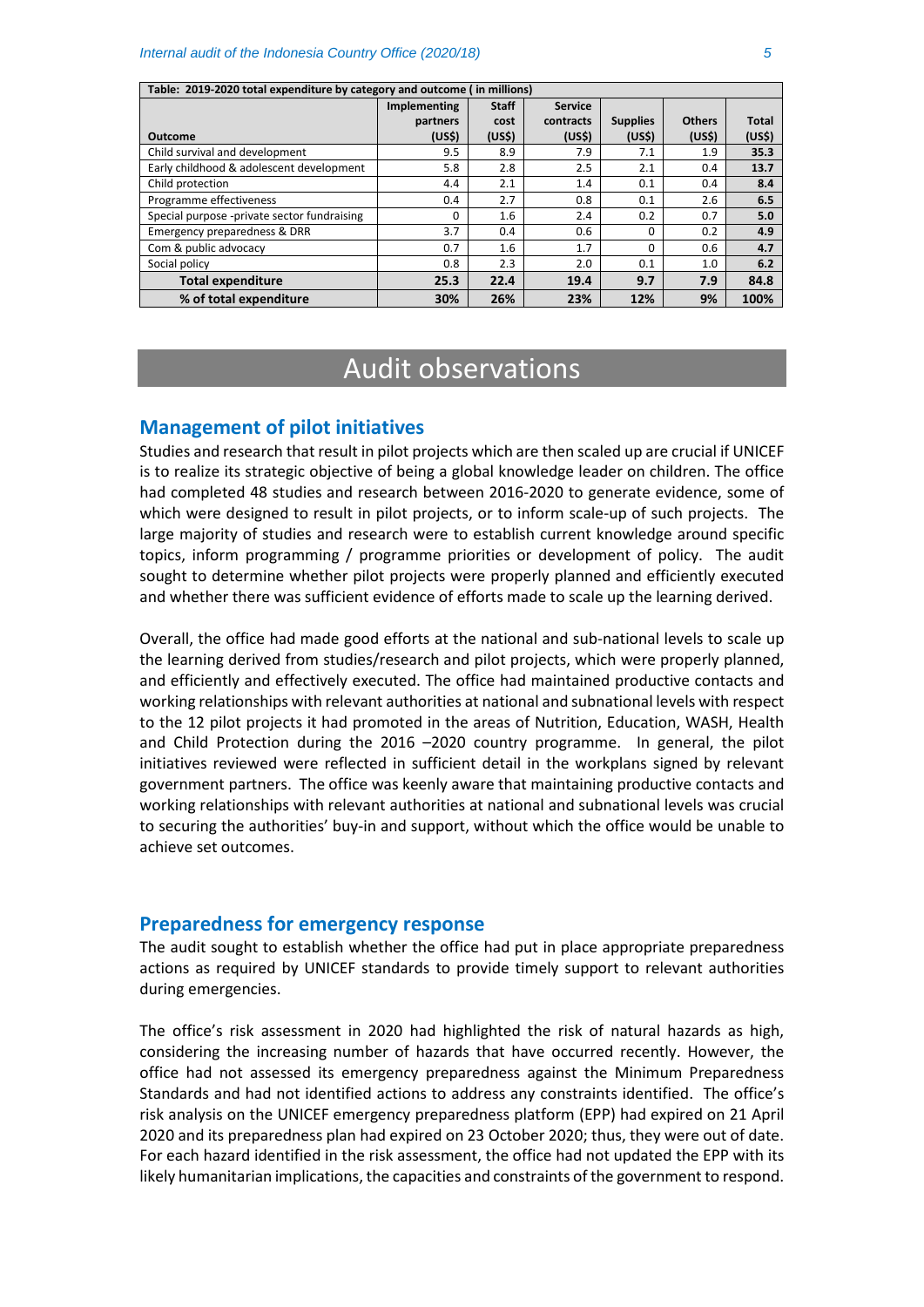| Table: 2019-2020 total expenditure by category and outcome ( in millions) | | | | | | |
|---|---|---|---|---|---|---|
| Outcome | Implementing partners (US$) | Staff cost (US$) | Service contracts (US$) | Supplies (US$) | Others (US$) | Total (US$) |
| Child survival and development | 9.5 | 8.9 | 7.9 | 7.1 | 1.9 | **35.3** |
| Early childhood & adolescent development | 5.8 | 2.8 | 2.5 | 2.1 | 0.4 | **13.7** |
| Child protection | 4.4 | 2.1 | 1.4 | 0.1 | 0.4 | **8.4** |
| Programme effectiveness | 0.4 | 2.7 | 0.8 | 0.1 | 2.6 | **6.5** |
| Special purpose -private sector fundraising | 0 | 1.6 | 2.4 | 0.2 | 0.7 | **5.0** |
| Emergency preparedness & DRR | 3.7 | 0.4 | 0.6 | 0 | 0.2 | **4.9** |
| Com & public advocacy | 0.7 | 1.6 | 1.7 | 0 | 0.6 | **4.7** |
| Social policy | 0.8 | 2.3 | 2.0 | 0.1 | 1.0 | **6.2** |
| **Total expenditure** | **25.3** | **22.4** | **19.4** | **9.7** | **7.9** | **84.8** |
| **% of total expenditure** | **30%** | **26%** | **23%** | **12%** | **9%** | **100%** |

# Audit observations

## Management of pilot initiatives

Studies and research that result in pilot projects which are then scaled up are crucial if UNICEF is to realize its strategic objective of being a global knowledge leader on children. The office had completed 48 studies and research between 2016-2020 to generate evidence, some of which were designed to result in pilot projects, or to inform scale-up of such projects. The large majority of studies and research were to establish current knowledge around specific topics, inform programming / programme priorities or development of policy. The audit sought to determine whether pilot projects were properly planned and efficiently executed and whether there was sufficient evidence of efforts made to scale up the learning derived.

Overall, the office had made good efforts at the national and sub-national levels to scale up the learning derived from studies/research and pilot projects, which were properly planned, and efficiently and effectively executed. The office had maintained productive contacts and working relationships with relevant authorities at national and subnational levels with respect to the 12 pilot projects it had promoted in the areas of Nutrition, Education, WASH, Health and Child Protection during the 2016 –2020 country programme. In general, the pilot initiatives reviewed were reflected in sufficient detail in the workplans signed by relevant government partners. The office was keenly aware that maintaining productive contacts and working relationships with relevant authorities at national and subnational levels was crucial to securing the authorities' buy-in and support, without which the office would be unable to achieve set outcomes.

## Preparedness for emergency response

The audit sought to establish whether the office had put in place appropriate preparedness actions as required by UNICEF standards to provide timely support to relevant authorities during emergencies.

The office's risk assessment in 2020 had highlighted the risk of natural hazards as high, considering the increasing number of hazards that have occurred recently. However, the office had not assessed its emergency preparedness against the Minimum Preparedness Standards and had not identified actions to address any constraints identified. The office's risk analysis on the UNICEF emergency preparedness platform (EPP) had expired on 21 April 2020 and its preparedness plan had expired on 23 October 2020; thus, they were out of date. For each hazard identified in the risk assessment, the office had not updated the EPP with its likely humanitarian implications, the capacities and constraints of the government to respond.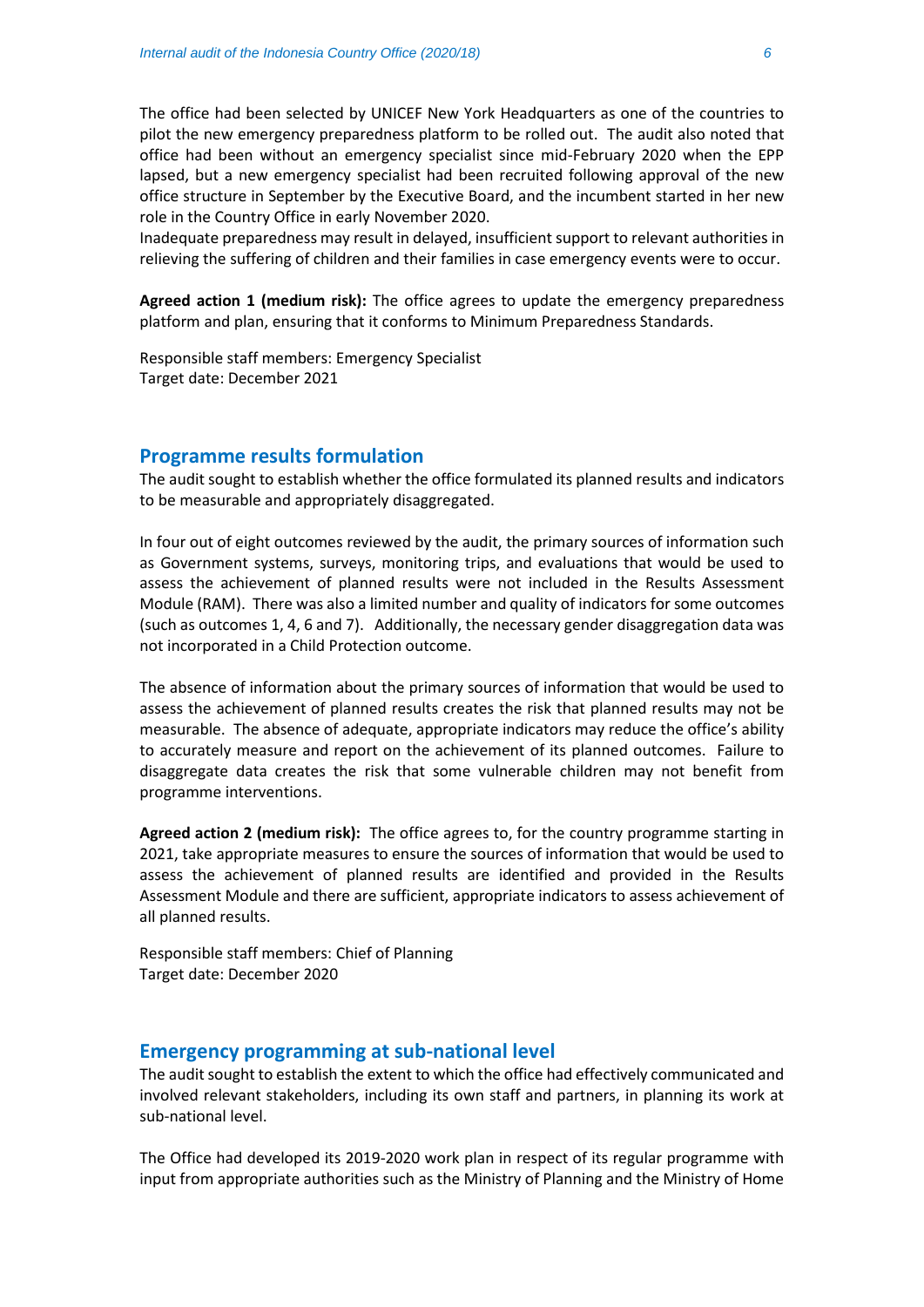The office had been selected by UNICEF New York Headquarters as one of the countries to pilot the new emergency preparedness platform to be rolled out. The audit also noted that office had been without an emergency specialist since mid-February 2020 when the EPP lapsed, but a new emergency specialist had been recruited following approval of the new office structure in September by the Executive Board, and the incumbent started in her new role in the Country Office in early November 2020.
Inadequate preparedness may result in delayed, insufficient support to relevant authorities in relieving the suffering of children and their families in case emergency events were to occur.

**Agreed action 1 (medium risk):** The office agrees to update the emergency preparedness platform and plan, ensuring that it conforms to Minimum Preparedness Standards.

Responsible staff members: Emergency Specialist
Target date: December 2021

## Programme results formulation

The audit sought to establish whether the office formulated its planned results and indicators to be measurable and appropriately disaggregated.

In four out of eight outcomes reviewed by the audit, the primary sources of information such as Government systems, surveys, monitoring trips, and evaluations that would be used to assess the achievement of planned results were not included in the Results Assessment Module (RAM). There was also a limited number and quality of indicators for some outcomes (such as outcomes 1, 4, 6 and 7). Additionally, the necessary gender disaggregation data was not incorporated in a Child Protection outcome.

The absence of information about the primary sources of information that would be used to assess the achievement of planned results creates the risk that planned results may not be measurable. The absence of adequate, appropriate indicators may reduce the office's ability to accurately measure and report on the achievement of its planned outcomes. Failure to disaggregate data creates the risk that some vulnerable children may not benefit from programme interventions.

**Agreed action 2 (medium risk):** The office agrees to, for the country programme starting in 2021, take appropriate measures to ensure the sources of information that would be used to assess the achievement of planned results are identified and provided in the Results Assessment Module and there are sufficient, appropriate indicators to assess achievement of all planned results.

Responsible staff members: Chief of Planning
Target date: December 2020

## Emergency programming at sub-national level

The audit sought to establish the extent to which the office had effectively communicated and involved relevant stakeholders, including its own staff and partners, in planning its work at sub-national level.

The Office had developed its 2019-2020 work plan in respect of its regular programme with input from appropriate authorities such as the Ministry of Planning and the Ministry of Home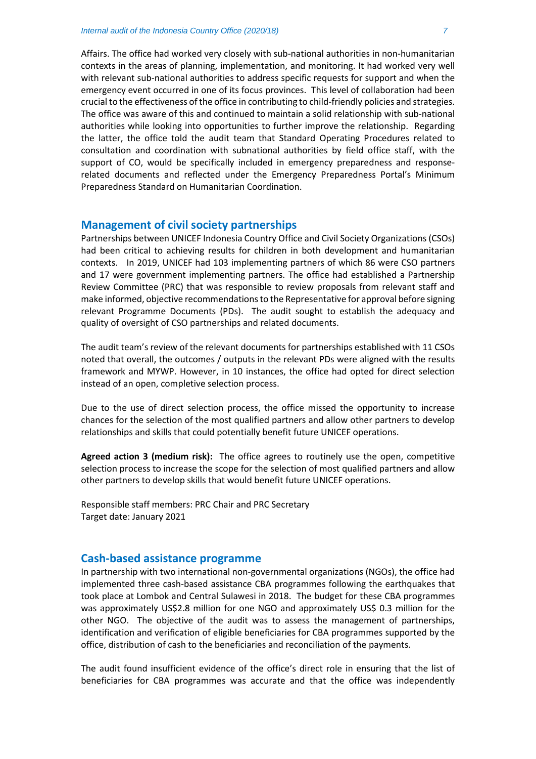Affairs. The office had worked very closely with sub-national authorities in non-humanitarian contexts in the areas of planning, implementation, and monitoring. It had worked very well with relevant sub-national authorities to address specific requests for support and when the emergency event occurred in one of its focus provinces. This level of collaboration had been crucial to the effectiveness of the office in contributing to child-friendly policies and strategies. The office was aware of this and continued to maintain a solid relationship with sub-national authorities while looking into opportunities to further improve the relationship. Regarding the latter, the office told the audit team that Standard Operating Procedures related to consultation and coordination with subnational authorities by field office staff, with the support of CO, would be specifically included in emergency preparedness and response-related documents and reflected under the Emergency Preparedness Portal's Minimum Preparedness Standard on Humanitarian Coordination.

## Management of civil society partnerships

Partnerships between UNICEF Indonesia Country Office and Civil Society Organizations (CSOs) had been critical to achieving results for children in both development and humanitarian contexts. In 2019, UNICEF had 103 implementing partners of which 86 were CSO partners and 17 were government implementing partners. The office had established a Partnership Review Committee (PRC) that was responsible to review proposals from relevant staff and make informed, objective recommendations to the Representative for approval before signing relevant Programme Documents (PDs). The audit sought to establish the adequacy and quality of oversight of CSO partnerships and related documents.

The audit team's review of the relevant documents for partnerships established with 11 CSOs noted that overall, the outcomes / outputs in the relevant PDs were aligned with the results framework and MYWP. However, in 10 instances, the office had opted for direct selection instead of an open, completive selection process.

Due to the use of direct selection process, the office missed the opportunity to increase chances for the selection of the most qualified partners and allow other partners to develop relationships and skills that could potentially benefit future UNICEF operations.

**Agreed action 3 (medium risk):** The office agrees to routinely use the open, competitive selection process to increase the scope for the selection of most qualified partners and allow other partners to develop skills that would benefit future UNICEF operations.

Responsible staff members: PRC Chair and PRC Secretary
Target date: January 2021

## Cash-based assistance programme

In partnership with two international non-governmental organizations (NGOs), the office had implemented three cash-based assistance CBA programmes following the earthquakes that took place at Lombok and Central Sulawesi in 2018. The budget for these CBA programmes was approximately US$2.8 million for one NGO and approximately US$ 0.3 million for the other NGO. The objective of the audit was to assess the management of partnerships, identification and verification of eligible beneficiaries for CBA programmes supported by the office, distribution of cash to the beneficiaries and reconciliation of the payments.

The audit found insufficient evidence of the office's direct role in ensuring that the list of beneficiaries for CBA programmes was accurate and that the office was independently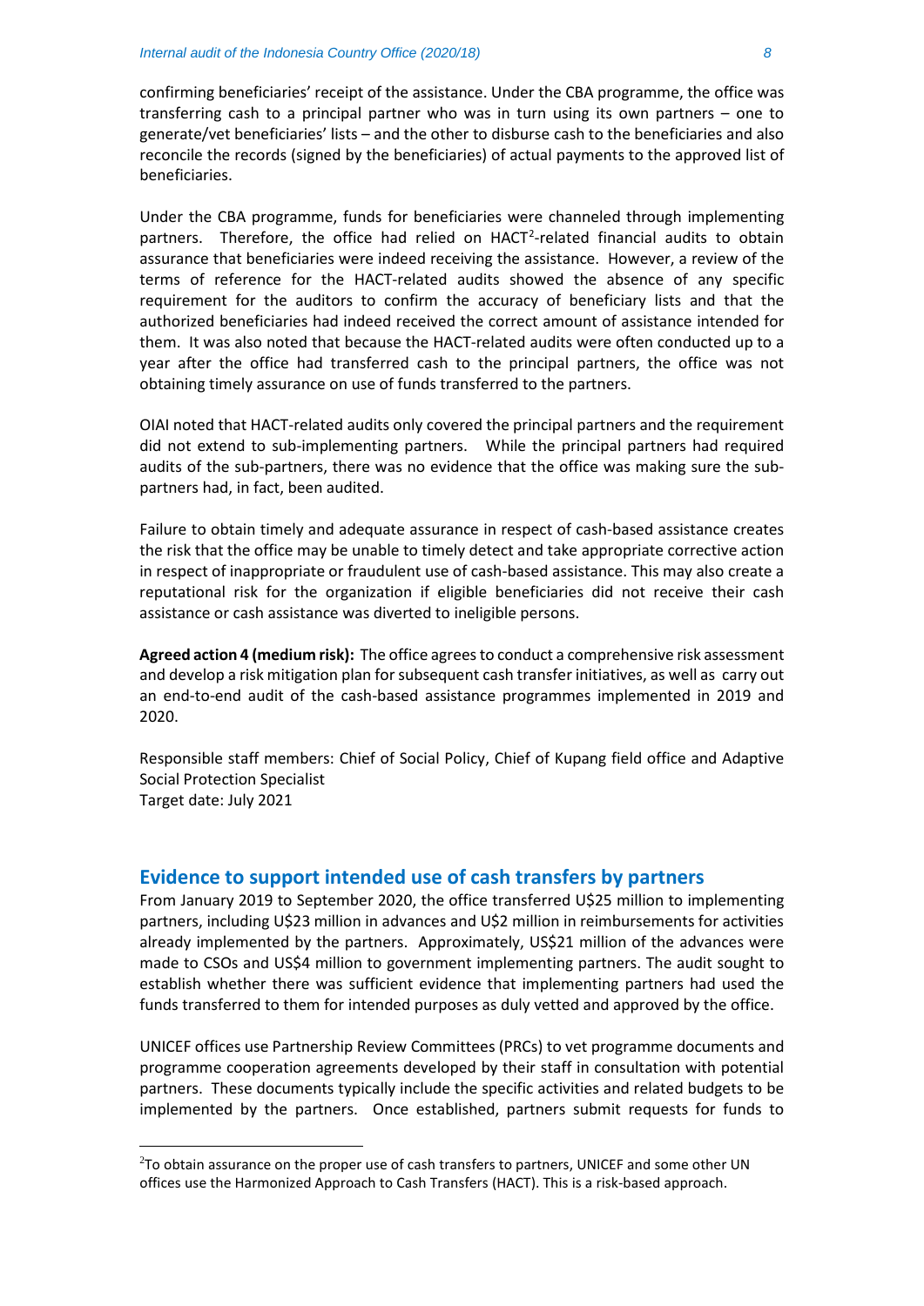confirming beneficiaries' receipt of the assistance. Under the CBA programme, the office was transferring cash to a principal partner who was in turn using its own partners – one to generate/vet beneficiaries' lists – and the other to disburse cash to the beneficiaries and also reconcile the records (signed by the beneficiaries) of actual payments to the approved list of beneficiaries.

Under the CBA programme, funds for beneficiaries were channeled through implementing partners. Therefore, the office had relied on HACT[2]-related financial audits to obtain assurance that beneficiaries were indeed receiving the assistance. However, a review of the terms of reference for the HACT-related audits showed the absence of any specific requirement for the auditors to confirm the accuracy of beneficiary lists and that the authorized beneficiaries had indeed received the correct amount of assistance intended for them. It was also noted that because the HACT-related audits were often conducted up to a year after the office had transferred cash to the principal partners, the office was not obtaining timely assurance on use of funds transferred to the partners.

OIAI noted that HACT-related audits only covered the principal partners and the requirement did not extend to sub-implementing partners. While the principal partners had required audits of the sub-partners, there was no evidence that the office was making sure the sub-partners had, in fact, been audited.

Failure to obtain timely and adequate assurance in respect of cash-based assistance creates the risk that the office may be unable to timely detect and take appropriate corrective action in respect of inappropriate or fraudulent use of cash-based assistance. This may also create a reputational risk for the organization if eligible beneficiaries did not receive their cash assistance or cash assistance was diverted to ineligible persons.

**Agreed action 4 (medium risk):** The office agrees to conduct a comprehensive risk assessment and develop a risk mitigation plan for subsequent cash transfer initiatives, as well as carry out an end-to-end audit of the cash-based assistance programmes implemented in 2019 and 2020.

Responsible staff members: Chief of Social Policy, Chief of Kupang field office and Adaptive Social Protection Specialist
Target date: July 2021

## Evidence to support intended use of cash transfers by partners

From January 2019 to September 2020, the office transferred U$25 million to implementing partners, including U$23 million in advances and U$2 million in reimbursements for activities already implemented by the partners. Approximately, US$21 million of the advances were made to CSOs and US$4 million to government implementing partners. The audit sought to establish whether there was sufficient evidence that implementing partners had used the funds transferred to them for intended purposes as duly vetted and approved by the office.

UNICEF offices use Partnership Review Committees (PRCs) to vet programme documents and programme cooperation agreements developed by their staff in consultation with potential partners. These documents typically include the specific activities and related budgets to be implemented by the partners. Once established, partners submit requests for funds to

[2] To obtain assurance on the proper use of cash transfers to partners, UNICEF and some other UN offices use the Harmonized Approach to Cash Transfers (HACT). This is a risk-based approach.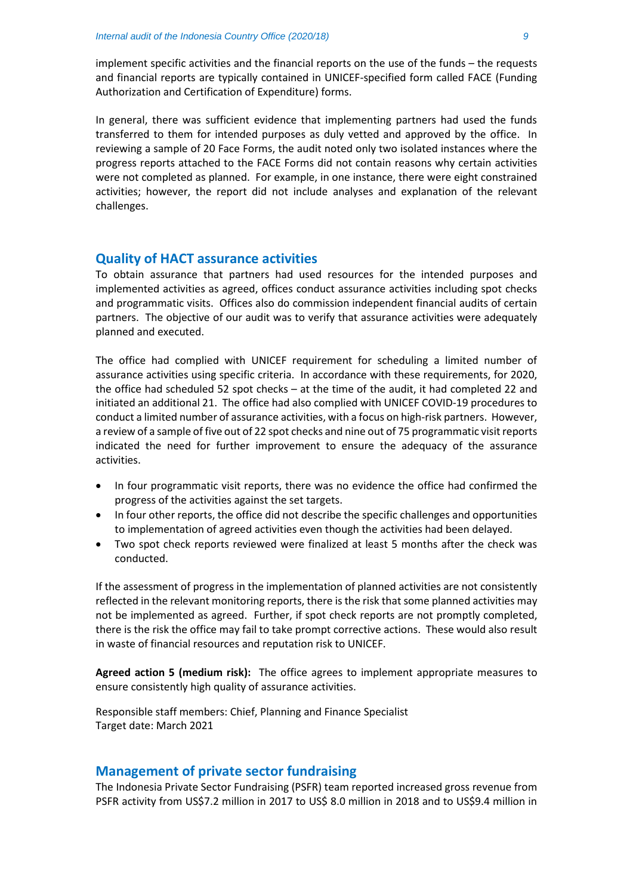implement specific activities and the financial reports on the use of the funds – the requests and financial reports are typically contained in UNICEF-specified form called FACE (Funding Authorization and Certification of Expenditure) forms.

In general, there was sufficient evidence that implementing partners had used the funds transferred to them for intended purposes as duly vetted and approved by the office. In reviewing a sample of 20 Face Forms, the audit noted only two isolated instances where the progress reports attached to the FACE Forms did not contain reasons why certain activities were not completed as planned. For example, in one instance, there were eight constrained activities; however, the report did not include analyses and explanation of the relevant challenges.

## Quality of HACT assurance activities

To obtain assurance that partners had used resources for the intended purposes and implemented activities as agreed, offices conduct assurance activities including spot checks and programmatic visits. Offices also do commission independent financial audits of certain partners. The objective of our audit was to verify that assurance activities were adequately planned and executed.

The office had complied with UNICEF requirement for scheduling a limited number of assurance activities using specific criteria. In accordance with these requirements, for 2020, the office had scheduled 52 spot checks – at the time of the audit, it had completed 22 and initiated an additional 21. The office had also complied with UNICEF COVID-19 procedures to conduct a limited number of assurance activities, with a focus on high-risk partners. However, a review of a sample of five out of 22 spot checks and nine out of 75 programmatic visit reports indicated the need for further improvement to ensure the adequacy of the assurance activities.

- In four programmatic visit reports, there was no evidence the office had confirmed the progress of the activities against the set targets.
- In four other reports, the office did not describe the specific challenges and opportunities to implementation of agreed activities even though the activities had been delayed.
- Two spot check reports reviewed were finalized at least 5 months after the check was conducted.

If the assessment of progress in the implementation of planned activities are not consistently reflected in the relevant monitoring reports, there is the risk that some planned activities may not be implemented as agreed. Further, if spot check reports are not promptly completed, there is the risk the office may fail to take prompt corrective actions. These would also result in waste of financial resources and reputation risk to UNICEF.

**Agreed action 5 (medium risk):** The office agrees to implement appropriate measures to ensure consistently high quality of assurance activities.

Responsible staff members: Chief, Planning and Finance Specialist
Target date: March 2021

## Management of private sector fundraising

The Indonesia Private Sector Fundraising (PSFR) team reported increased gross revenue from PSFR activity from US$7.2 million in 2017 to US$ 8.0 million in 2018 and to US$9.4 million in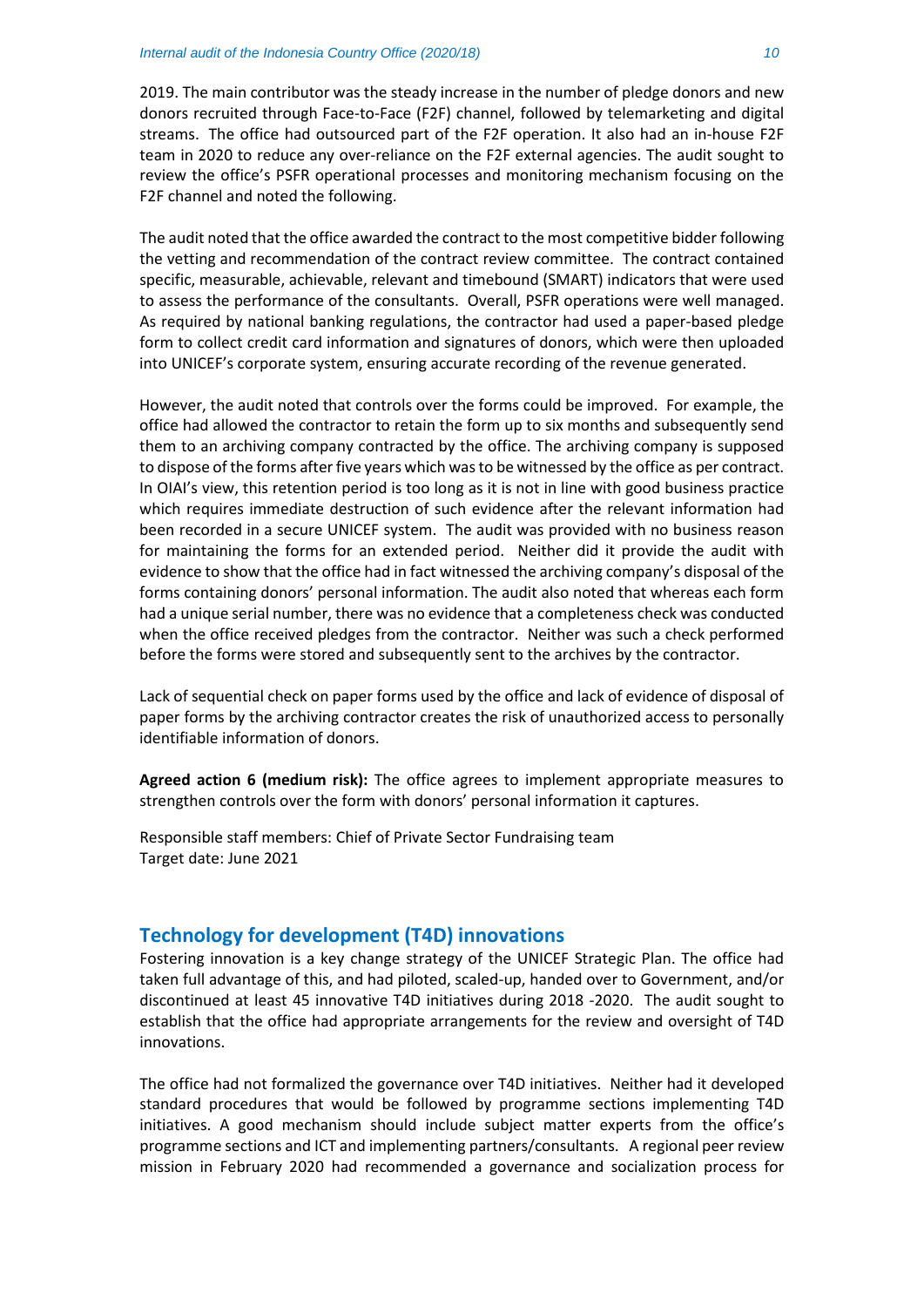2019. The main contributor was the steady increase in the number of pledge donors and new donors recruited through Face-to-Face (F2F) channel, followed by telemarketing and digital streams. The office had outsourced part of the F2F operation. It also had an in-house F2F team in 2020 to reduce any over-reliance on the F2F external agencies. The audit sought to review the office's PSFR operational processes and monitoring mechanism focusing on the F2F channel and noted the following.

The audit noted that the office awarded the contract to the most competitive bidder following the vetting and recommendation of the contract review committee. The contract contained specific, measurable, achievable, relevant and timebound (SMART) indicators that were used to assess the performance of the consultants. Overall, PSFR operations were well managed. As required by national banking regulations, the contractor had used a paper-based pledge form to collect credit card information and signatures of donors, which were then uploaded into UNICEF's corporate system, ensuring accurate recording of the revenue generated.

However, the audit noted that controls over the forms could be improved. For example, the office had allowed the contractor to retain the form up to six months and subsequently send them to an archiving company contracted by the office. The archiving company is supposed to dispose of the forms after five years which was to be witnessed by the office as per contract. In OIAI's view, this retention period is too long as it is not in line with good business practice which requires immediate destruction of such evidence after the relevant information had been recorded in a secure UNICEF system. The audit was provided with no business reason for maintaining the forms for an extended period. Neither did it provide the audit with evidence to show that the office had in fact witnessed the archiving company's disposal of the forms containing donors' personal information. The audit also noted that whereas each form had a unique serial number, there was no evidence that a completeness check was conducted when the office received pledges from the contractor. Neither was such a check performed before the forms were stored and subsequently sent to the archives by the contractor.

Lack of sequential check on paper forms used by the office and lack of evidence of disposal of paper forms by the archiving contractor creates the risk of unauthorized access to personally identifiable information of donors.

**Agreed action 6 (medium risk):** The office agrees to implement appropriate measures to strengthen controls over the form with donors' personal information it captures.

Responsible staff members: Chief of Private Sector Fundraising team
Target date: June 2021

## Technology for development (T4D) innovations

Fostering innovation is a key change strategy of the UNICEF Strategic Plan. The office had taken full advantage of this, and had piloted, scaled-up, handed over to Government, and/or discontinued at least 45 innovative T4D initiatives during 2018 -2020. The audit sought to establish that the office had appropriate arrangements for the review and oversight of T4D innovations.

The office had not formalized the governance over T4D initiatives. Neither had it developed standard procedures that would be followed by programme sections implementing T4D initiatives. A good mechanism should include subject matter experts from the office's programme sections and ICT and implementing partners/consultants. A regional peer review mission in February 2020 had recommended a governance and socialization process for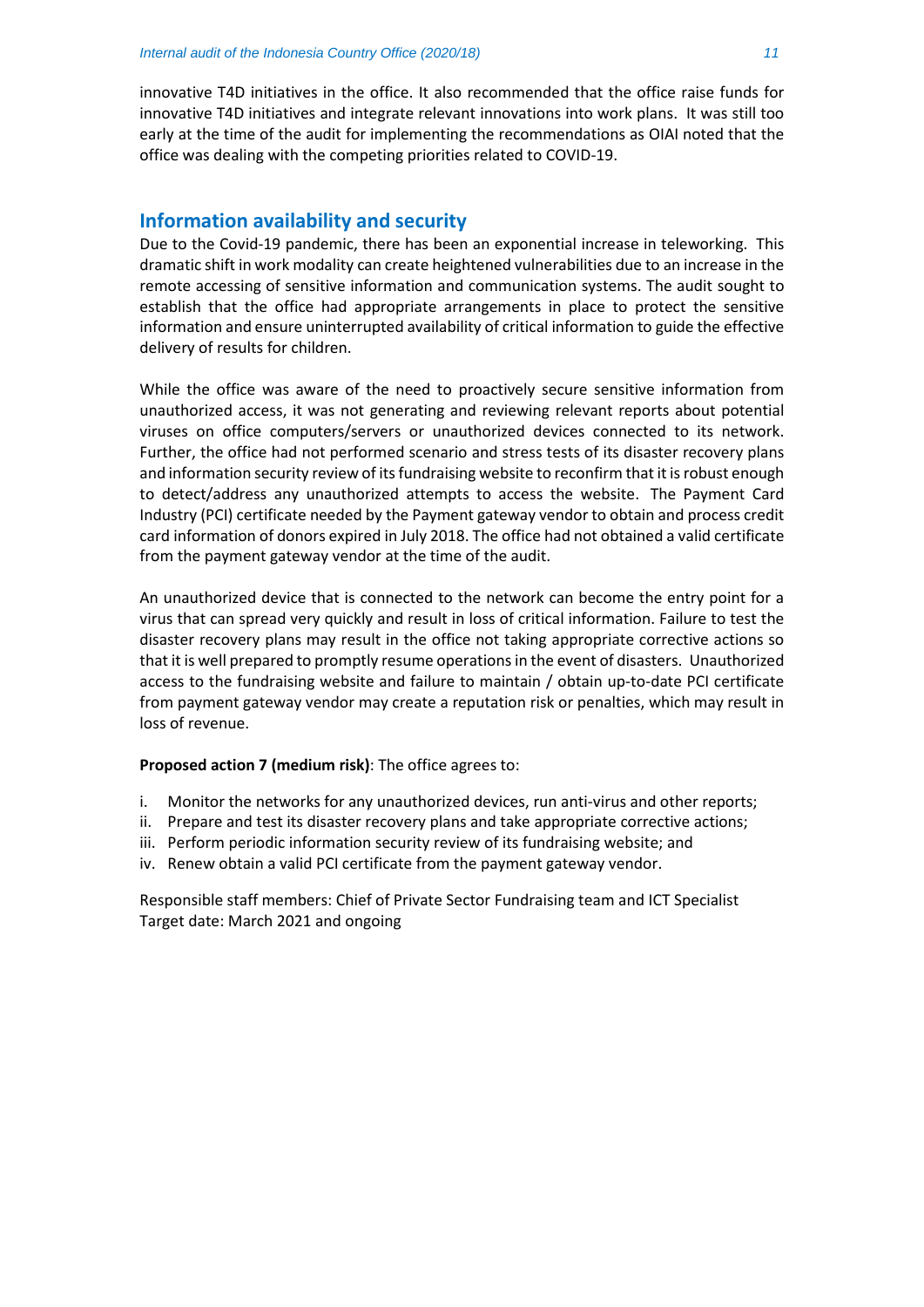innovative T4D initiatives in the office. It also recommended that the office raise funds for innovative T4D initiatives and integrate relevant innovations into work plans. It was still too early at the time of the audit for implementing the recommendations as OIAI noted that the office was dealing with the competing priorities related to COVID-19.

## Information availability and security

Due to the Covid-19 pandemic, there has been an exponential increase in teleworking. This dramatic shift in work modality can create heightened vulnerabilities due to an increase in the remote accessing of sensitive information and communication systems. The audit sought to establish that the office had appropriate arrangements in place to protect the sensitive information and ensure uninterrupted availability of critical information to guide the effective delivery of results for children.

While the office was aware of the need to proactively secure sensitive information from unauthorized access, it was not generating and reviewing relevant reports about potential viruses on office computers/servers or unauthorized devices connected to its network. Further, the office had not performed scenario and stress tests of its disaster recovery plans and information security review of its fundraising website to reconfirm that it is robust enough to detect/address any unauthorized attempts to access the website. The Payment Card Industry (PCI) certificate needed by the Payment gateway vendor to obtain and process credit card information of donors expired in July 2018. The office had not obtained a valid certificate from the payment gateway vendor at the time of the audit.

An unauthorized device that is connected to the network can become the entry point for a virus that can spread very quickly and result in loss of critical information. Failure to test the disaster recovery plans may result in the office not taking appropriate corrective actions so that it is well prepared to promptly resume operations in the event of disasters. Unauthorized access to the fundraising website and failure to maintain / obtain up-to-date PCI certificate from payment gateway vendor may create a reputation risk or penalties, which may result in loss of revenue.

**Proposed action 7 (medium risk)**: The office agrees to:

i. Monitor the networks for any unauthorized devices, run anti-virus and other reports;
ii. Prepare and test its disaster recovery plans and take appropriate corrective actions;
iii. Perform periodic information security review of its fundraising website; and
iv. Renew obtain a valid PCI certificate from the payment gateway vendor.

Responsible staff members: Chief of Private Sector Fundraising team and ICT Specialist
Target date: March 2021 and ongoing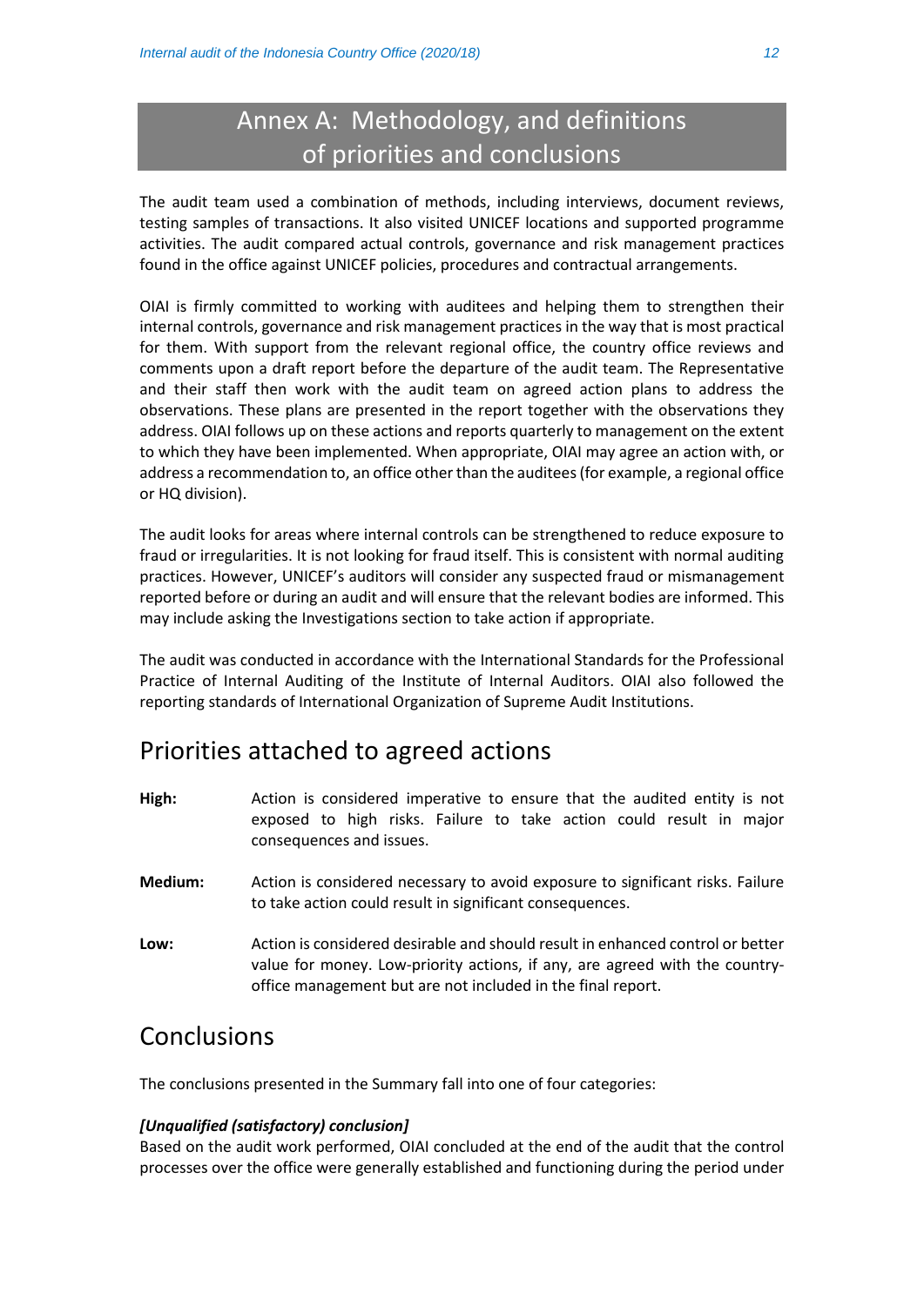# Annex A: Methodology, and definitions of priorities and conclusions

The audit team used a combination of methods, including interviews, document reviews, testing samples of transactions. It also visited UNICEF locations and supported programme activities. The audit compared actual controls, governance and risk management practices found in the office against UNICEF policies, procedures and contractual arrangements.

OIAI is firmly committed to working with auditees and helping them to strengthen their internal controls, governance and risk management practices in the way that is most practical for them. With support from the relevant regional office, the country office reviews and comments upon a draft report before the departure of the audit team. The Representative and their staff then work with the audit team on agreed action plans to address the observations. These plans are presented in the report together with the observations they address. OIAI follows up on these actions and reports quarterly to management on the extent to which they have been implemented. When appropriate, OIAI may agree an action with, or address a recommendation to, an office other than the auditees (for example, a regional office or HQ division).

The audit looks for areas where internal controls can be strengthened to reduce exposure to fraud or irregularities. It is not looking for fraud itself. This is consistent with normal auditing practices. However, UNICEF's auditors will consider any suspected fraud or mismanagement reported before or during an audit and will ensure that the relevant bodies are informed. This may include asking the Investigations section to take action if appropriate.

The audit was conducted in accordance with the International Standards for the Professional Practice of Internal Auditing of the Institute of Internal Auditors. OIAI also followed the reporting standards of International Organization of Supreme Audit Institutions.

## Priorities attached to agreed actions

**High:** Action is considered imperative to ensure that the audited entity is not exposed to high risks. Failure to take action could result in major consequences and issues.

**Medium:** Action is considered necessary to avoid exposure to significant risks. Failure to take action could result in significant consequences.

**Low:** Action is considered desirable and should result in enhanced control or better value for money. Low-priority actions, if any, are agreed with the country-office management but are not included in the final report.

## Conclusions

The conclusions presented in the Summary fall into one of four categories:

***[Unqualified (satisfactory) conclusion]***

Based on the audit work performed, OIAI concluded at the end of the audit that the control processes over the office were generally established and functioning during the period under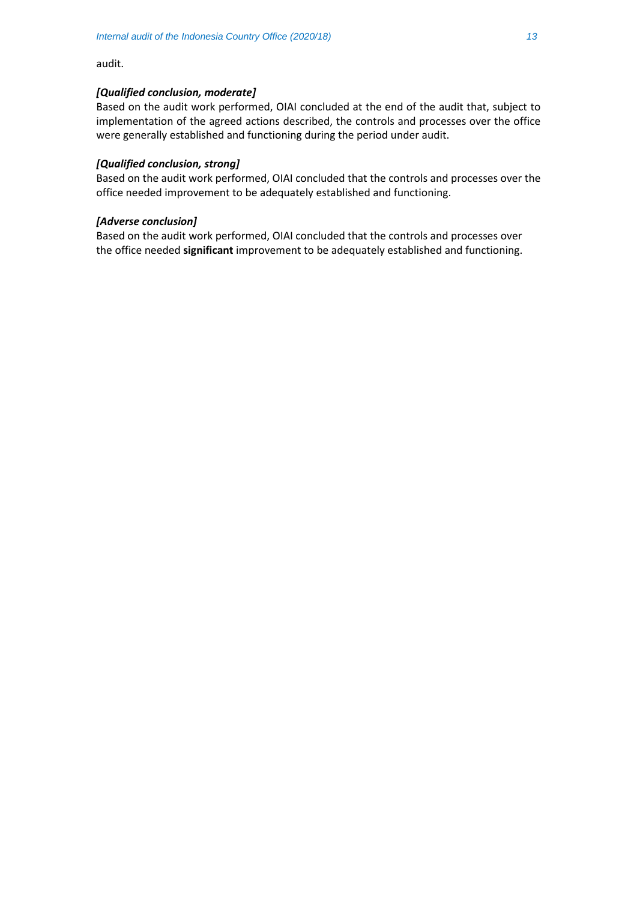audit.

***[Qualified conclusion, moderate]***
Based on the audit work performed, OIAI concluded at the end of the audit that, subject to implementation of the agreed actions described, the controls and processes over the office were generally established and functioning during the period under audit.

***[Qualified conclusion, strong]***
Based on the audit work performed, OIAI concluded that the controls and processes over the office needed improvement to be adequately established and functioning.

***[Adverse conclusion]***
Based on the audit work performed, OIAI concluded that the controls and processes over the office needed **significant** improvement to be adequately established and functioning.